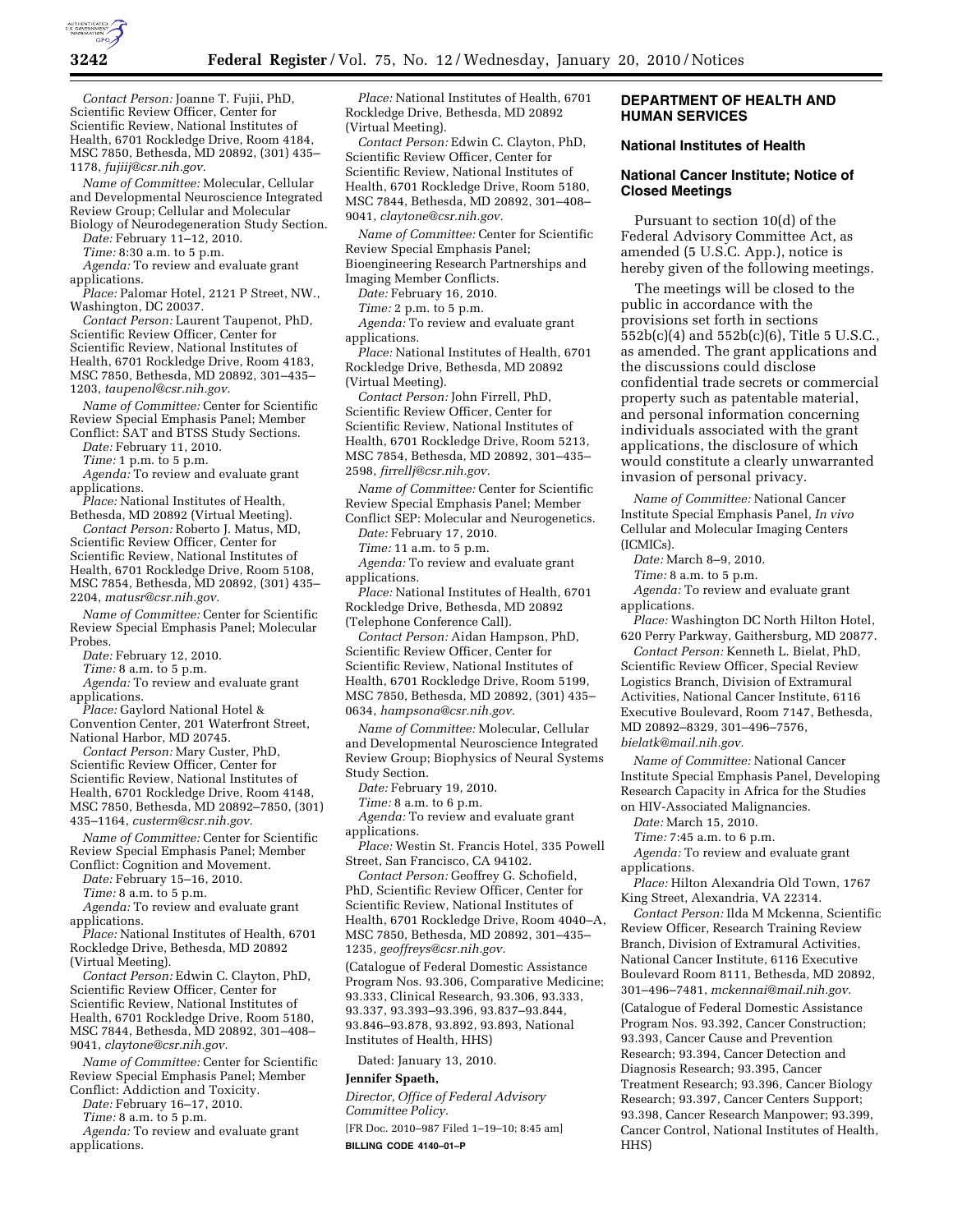*Contact Person:* Joanne T. Fujii, PhD, Scientific Review Officer, Center for Scientific Review, National Institutes of Health, 6701 Rockledge Drive, Room 4184, MSC 7850, Bethesda, MD 20892, (301) 435–1178, *fujiij@csr.nih.gov.*

*Name of Committee:* Molecular, Cellular and Developmental Neuroscience Integrated Review Group; Cellular and Molecular Biology of Neurodegeneration Study Section.

*Date:* February 11–12, 2010.

*Time:* 8:30 a.m. to 5 p.m.

*Agenda:* To review and evaluate grant applications.

*Place:* Palomar Hotel, 2121 P Street, NW., Washington, DC 20037.

*Contact Person:* Laurent Taupenot, PhD, Scientific Review Officer, Center for Scientific Review, National Institutes of Health, 6701 Rockledge Drive, Room 4183, MSC 7850, Bethesda, MD 20892, 301–435–1203, *taupenol@csr.nih.gov.*

*Name of Committee:* Center for Scientific Review Special Emphasis Panel; Member Conflict: SAT and BTSS Study Sections.

*Date:* February 11, 2010.

*Time:* 1 p.m. to 5 p.m.

*Agenda:* To review and evaluate grant applications.

*Place:* National Institutes of Health, Bethesda, MD 20892 (Virtual Meeting).

*Contact Person:* Roberto J. Matus, MD, Scientific Review Officer, Center for Scientific Review, National Institutes of Health, 6701 Rockledge Drive, Room 5108, MSC 7854, Bethesda, MD 20892, (301) 435–2204, *matusr@csr.nih.gov.*

*Name of Committee:* Center for Scientific Review Special Emphasis Panel; Molecular Probes.

*Date:* February 12, 2010.

*Time:* 8 a.m. to 5 p.m.

*Agenda:* To review and evaluate grant applications.

*Place:* Gaylord National Hotel & Convention Center, 201 Waterfront Street, National Harbor, MD 20745.

*Contact Person:* Mary Custer, PhD, Scientific Review Officer, Center for Scientific Review, National Institutes of Health, 6701 Rockledge Drive, Room 4148, MSC 7850, Bethesda, MD 20892–7850, (301) 435–1164, *custerm@csr.nih.gov.*

*Name of Committee:* Center for Scientific Review Special Emphasis Panel; Member Conflict: Cognition and Movement.

*Date:* February 15–16, 2010.

*Time:* 8 a.m. to 5 p.m.

*Agenda:* To review and evaluate grant applications.

*Place:* National Institutes of Health, 6701 Rockledge Drive, Bethesda, MD 20892 (Virtual Meeting).

*Contact Person:* Edwin C. Clayton, PhD, Scientific Review Officer, Center for Scientific Review, National Institutes of Health, 6701 Rockledge Drive, Room 5180, MSC 7844, Bethesda, MD 20892, 301–408–9041, *claytone@csr.nih.gov.*

*Name of Committee:* Center for Scientific Review Special Emphasis Panel; Member Conflict: Addiction and Toxicity.

*Date:* February 16–17, 2010.

*Time:* 8 a.m. to 5 p.m.

*Agenda:* To review and evaluate grant applications.

*Place:* National Institutes of Health, 6701 Rockledge Drive, Bethesda, MD 20892 (Virtual Meeting).

*Contact Person:* Edwin C. Clayton, PhD, Scientific Review Officer, Center for Scientific Review, National Institutes of Health, 6701 Rockledge Drive, Room 5180, MSC 7844, Bethesda, MD 20892, 301–408–9041, *claytone@csr.nih.gov.*

*Name of Committee:* Center for Scientific Review Special Emphasis Panel; Bioengineering Research Partnerships and Imaging Member Conflicts.

*Date:* February 16, 2010.

*Time:* 2 p.m. to 5 p.m.

*Agenda:* To review and evaluate grant applications.

*Place:* National Institutes of Health, 6701 Rockledge Drive, Bethesda, MD 20892 (Virtual Meeting).

*Contact Person:* John Firrell, PhD, Scientific Review Officer, Center for Scientific Review, National Institutes of Health, 6701 Rockledge Drive, Room 5213, MSC 7854, Bethesda, MD 20892, 301–435–2598, *firrellj@csr.nih.gov.*

*Name of Committee:* Center for Scientific Review Special Emphasis Panel; Member Conflict SEP: Molecular and Neurogenetics.

*Date:* February 17, 2010.

*Time:* 11 a.m. to 5 p.m.

*Agenda:* To review and evaluate grant applications.

*Place:* National Institutes of Health, 6701 Rockledge Drive, Bethesda, MD 20892 (Telephone Conference Call).

*Contact Person:* Aidan Hampson, PhD, Scientific Review Officer, Center for Scientific Review, National Institutes of Health, 6701 Rockledge Drive, Room 5199, MSC 7850, Bethesda, MD 20892, (301) 435–0634, *hampsona@csr.nih.gov.*

*Name of Committee:* Molecular, Cellular and Developmental Neuroscience Integrated Review Group; Biophysics of Neural Systems Study Section.

*Date:* February 19, 2010.

*Time:* 8 a.m. to 6 p.m.

*Agenda:* To review and evaluate grant applications.

*Place:* Westin St. Francis Hotel, 335 Powell Street, San Francisco, CA 94102.

*Contact Person:* Geoffrey G. Schofield, PhD, Scientific Review Officer, Center for Scientific Review, National Institutes of Health, 6701 Rockledge Drive, Room 4040–A, MSC 7850, Bethesda, MD 20892, 301–435–1235, *geoffreys@csr.nih.gov.*

(Catalogue of Federal Domestic Assistance Program Nos. 93.306, Comparative Medicine; 93.333, Clinical Research, 93.306, 93.333, 93.337, 93.393–93.396, 93.837–93.844, 93.846–93.878, 93.892, 93.893, National Institutes of Health, HHS)

Dated: January 13, 2010.

**Jennifer Spaeth,**

*Director, Office of Federal Advisory Committee Policy.*

[FR Doc. 2010–987 Filed 1–19–10; 8:45 am]

**BILLING CODE 4140–01–P**

## DEPARTMENT OF HEALTH AND HUMAN SERVICES

### National Institutes of Health

### National Cancer Institute; Notice of Closed Meetings

Pursuant to section 10(d) of the Federal Advisory Committee Act, as amended (5 U.S.C. App.), notice is hereby given of the following meetings.

The meetings will be closed to the public in accordance with the provisions set forth in sections 552b(c)(4) and 552b(c)(6), Title 5 U.S.C., as amended. The grant applications and the discussions could disclose confidential trade secrets or commercial property such as patentable material, and personal information concerning individuals associated with the grant applications, the disclosure of which would constitute a clearly unwarranted invasion of personal privacy.

*Name of Committee:* National Cancer Institute Special Emphasis Panel, *In vivo* Cellular and Molecular Imaging Centers (ICMICs).

*Date:* March 8–9, 2010.

*Time:* 8 a.m. to 5 p.m.

*Agenda:* To review and evaluate grant applications.

*Place:* Washington DC North Hilton Hotel, 620 Perry Parkway, Gaithersburg, MD 20877.

*Contact Person:* Kenneth L. Bielat, PhD, Scientific Review Officer, Special Review Logistics Branch, Division of Extramural Activities, National Cancer Institute, 6116 Executive Boulevard, Room 7147, Bethesda, MD 20892–8329, 301–496–7576, *bielatk@mail.nih.gov.*

*Name of Committee:* National Cancer Institute Special Emphasis Panel, Developing Research Capacity in Africa for the Studies on HIV-Associated Malignancies.

*Date:* March 15, 2010.

*Time:* 7:45 a.m. to 6 p.m.

*Agenda:* To review and evaluate grant applications.

*Place:* Hilton Alexandria Old Town, 1767 King Street, Alexandria, VA 22314.

*Contact Person:* Ilda M Mckenna, Scientific Review Officer, Research Training Review Branch, Division of Extramural Activities, National Cancer Institute, 6116 Executive Boulevard Room 8111, Bethesda, MD 20892, 301–496–7481, *mckennai@mail.nih.gov.*

(Catalogue of Federal Domestic Assistance Program Nos. 93.392, Cancer Construction; 93.393, Cancer Cause and Prevention Research; 93.394, Cancer Detection and Diagnosis Research; 93.395, Cancer Treatment Research; 93.396, Cancer Biology Research; 93.397, Cancer Centers Support; 93.398, Cancer Research Manpower; 93.399, Cancer Control, National Institutes of Health, HHS)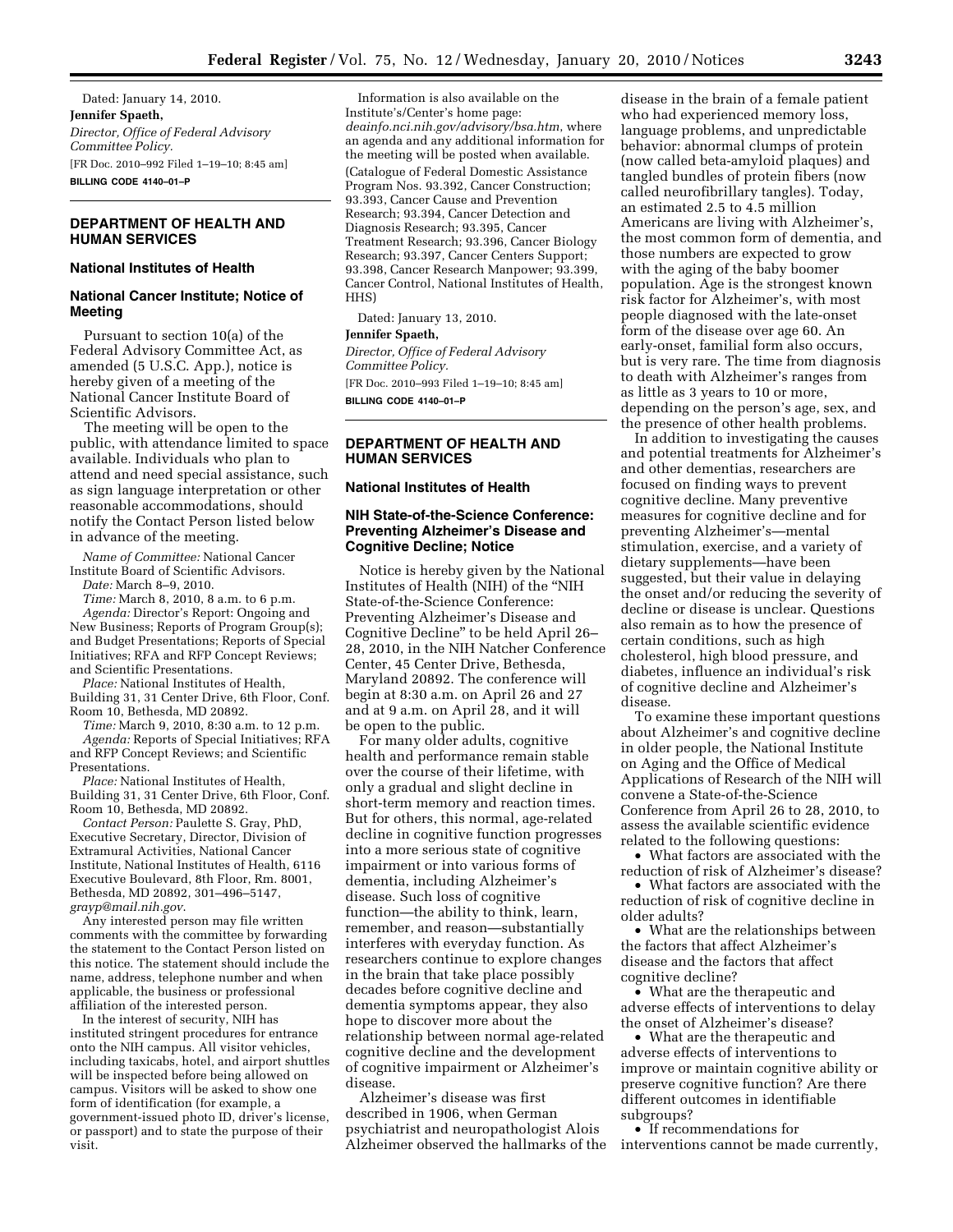Dated: January 14, 2010.

**Jennifer Spaeth,**

*Director, Office of Federal Advisory Committee Policy.*

[FR Doc. 2010–992 Filed 1–19–10; 8:45 am]

**BILLING CODE 4140–01–P**

## DEPARTMENT OF HEALTH AND HUMAN SERVICES

### National Institutes of Health

### National Cancer Institute; Notice of Meeting

Pursuant to section 10(a) of the Federal Advisory Committee Act, as amended (5 U.S.C. App.), notice is hereby given of a meeting of the National Cancer Institute Board of Scientific Advisors.

The meeting will be open to the public, with attendance limited to space available. Individuals who plan to attend and need special assistance, such as sign language interpretation or other reasonable accommodations, should notify the Contact Person listed below in advance of the meeting.

*Name of Committee:* National Cancer Institute Board of Scientific Advisors.

*Date:* March 8–9, 2010.

*Time:* March 8, 2010, 8 a.m. to 6 p.m.

*Agenda:* Director's Report: Ongoing and New Business; Reports of Program Group(s); and Budget Presentations; Reports of Special Initiatives; RFA and RFP Concept Reviews; and Scientific Presentations.

*Place:* National Institutes of Health, Building 31, 31 Center Drive, 6th Floor, Conf. Room 10, Bethesda, MD 20892.

*Time:* March 9, 2010, 8:30 a.m. to 12 p.m.

*Agenda:* Reports of Special Initiatives; RFA and RFP Concept Reviews; and Scientific Presentations.

*Place:* National Institutes of Health, Building 31, 31 Center Drive, 6th Floor, Conf. Room 10, Bethesda, MD 20892.

*Contact Person:* Paulette S. Gray, PhD, Executive Secretary, Director, Division of Extramural Activities, National Cancer Institute, National Institutes of Health, 6116 Executive Boulevard, 8th Floor, Rm. 8001, Bethesda, MD 20892, 301–496–5147, *grayp@mail.nih.gov*.

Any interested person may file written comments with the committee by forwarding the statement to the Contact Person listed on this notice. The statement should include the name, address, telephone number and when applicable, the business or professional affiliation of the interested person.

In the interest of security, NIH has instituted stringent procedures for entrance onto the NIH campus. All visitor vehicles, including taxicabs, hotel, and airport shuttles will be inspected before being allowed on campus. Visitors will be asked to show one form of identification (for example, a government-issued photo ID, driver's license, or passport) and to state the purpose of their visit.

Information is also available on the Institute's/Center's home page: *deainfo.nci.nih.gov/advisory/bsa.htm*, where an agenda and any additional information for the meeting will be posted when available.

(Catalogue of Federal Domestic Assistance Program Nos. 93.392, Cancer Construction; 93.393, Cancer Cause and Prevention Research; 93.394, Cancer Detection and Diagnosis Research; 93.395, Cancer Treatment Research; 93.396, Cancer Biology Research; 93.397, Cancer Centers Support; 93.398, Cancer Research Manpower; 93.399, Cancer Control, National Institutes of Health, HHS)

Dated: January 13, 2010.

**Jennifer Spaeth,**

*Director, Office of Federal Advisory Committee Policy.*

[FR Doc. 2010–993 Filed 1–19–10; 8:45 am]

**BILLING CODE 4140–01–P**

## DEPARTMENT OF HEALTH AND HUMAN SERVICES

### National Institutes of Health

### NIH State-of-the-Science Conference: Preventing Alzheimer's Disease and Cognitive Decline; Notice

Notice is hereby given by the National Institutes of Health (NIH) of the "NIH State-of-the-Science Conference: Preventing Alzheimer's Disease and Cognitive Decline" to be held April 26–28, 2010, in the NIH Natcher Conference Center, 45 Center Drive, Bethesda, Maryland 20892. The conference will begin at 8:30 a.m. on April 26 and 27 and at 9 a.m. on April 28, and it will be open to the public.

For many older adults, cognitive health and performance remain stable over the course of their lifetime, with only a gradual and slight decline in short-term memory and reaction times. But for others, this normal, age-related decline in cognitive function progresses into a more serious state of cognitive impairment or into various forms of dementia, including Alzheimer's disease. Such loss of cognitive function—the ability to think, learn, remember, and reason—substantially interferes with everyday function. As researchers continue to explore changes in the brain that take place possibly decades before cognitive decline and dementia symptoms appear, they also hope to discover more about the relationship between normal age-related cognitive decline and the development of cognitive impairment or Alzheimer's disease.

Alzheimer's disease was first described in 1906, when German psychiatrist and neuropathologist Alois Alzheimer observed the hallmarks of the disease in the brain of a female patient who had experienced memory loss, language problems, and unpredictable behavior: abnormal clumps of protein (now called beta-amyloid plaques) and tangled bundles of protein fibers (now called neurofibrillary tangles). Today, an estimated 2.5 to 4.5 million Americans are living with Alzheimer's, the most common form of dementia, and those numbers are expected to grow with the aging of the baby boomer population. Age is the strongest known risk factor for Alzheimer's, with most people diagnosed with the late-onset form of the disease over age 60. An early-onset, familial form also occurs, but is very rare. The time from diagnosis to death with Alzheimer's ranges from as little as 3 years to 10 or more, depending on the person's age, sex, and the presence of other health problems.

In addition to investigating the causes and potential treatments for Alzheimer's and other dementias, researchers are focused on finding ways to prevent cognitive decline. Many preventive measures for cognitive decline and for preventing Alzheimer's—mental stimulation, exercise, and a variety of dietary supplements—have been suggested, but their value in delaying the onset and/or reducing the severity of decline or disease is unclear. Questions also remain as to how the presence of certain conditions, such as high cholesterol, high blood pressure, and diabetes, influence an individual's risk of cognitive decline and Alzheimer's disease.

To examine these important questions about Alzheimer's and cognitive decline in older people, the National Institute on Aging and the Office of Medical Applications of Research of the NIH will convene a State-of-the-Science Conference from April 26 to 28, 2010, to assess the available scientific evidence related to the following questions:

- What factors are associated with the reduction of risk of Alzheimer's disease?
- What factors are associated with the reduction of risk of cognitive decline in older adults?
- What are the relationships between the factors that affect Alzheimer's disease and the factors that affect cognitive decline?
- What are the therapeutic and adverse effects of interventions to delay the onset of Alzheimer's disease?
- What are the therapeutic and adverse effects of interventions to improve or maintain cognitive ability or preserve cognitive function? Are there different outcomes in identifiable subgroups?
- If recommendations for interventions cannot be made currently,